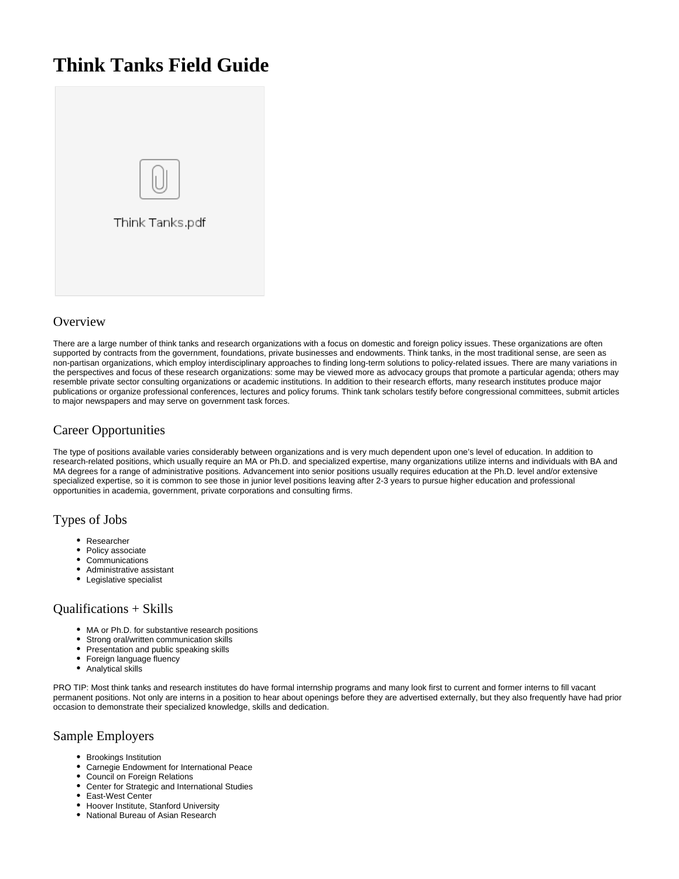# Think Tanks Field Guide

Think Tanks.pdf

## Overview

There are a large number of think tanks and research organizations with a focus on domestic and foreign policy issues. These organizations are often supported by contracts from the government, foundations, private businesses and endowments. Think tanks, in the most traditional sense, are seen as non-partisan organizations, which employ interdisciplinary approaches to finding long-term solutions to policy-related issues. There are many variations in the perspectives and focus of these research organizations: some may be viewed more as advocacy groups that promote a particular agenda; others may resemble private sector consulting organizations or academic institutions. In addition to their research efforts, many research institutes produce major publications or organize professional conferences, lectures and policy forums. Think tank scholars testify before congressional committees, submit articles to major newspapers and may serve on government task forces.

## Career Opportunities

The type of positions available varies considerably between organizations and is very much dependent upon one's level of education. In addition to research-related positions, which usually require an MA or Ph.D. and specialized expertise, many organizations utilize interns and individuals with BA and MA degrees for a range of administrative positions. Advancement into senior positions usually requires education at the Ph.D. level and/or extensive specialized expertise, so it is common to see those in junior level positions leaving after 2-3 years to pursue higher education and professional opportunities in academia, government, private corporations and consulting firms.

## Types of Jobs

- Researcher
- Policy associate
- Communications
- Administrative assistant
- Legislative specialist

## Qualifications + Skills

- MA or Ph.D. for substantive research positions
- Strong oral/written communication skills
- Presentation and public speaking skills
- Foreign language fluency
- Analytical skills

PRO TIP: Most think tanks and research institutes do have formal internship programs and many look first to current and former interns to fill vacant permanent positions. Not only are interns in a position to hear about openings before they are advertised externally, but they also frequently have had prior occasion to demonstrate their specialized knowledge, skills and dedication.

## Sample Employers

- Brookings Institution
- Carnegie Endowment for International Peace
- Council on Foreign Relations
- Center for Strategic and International Studies
- East-West Center
- Hoover Institute, Stanford University
- National Bureau of Asian Research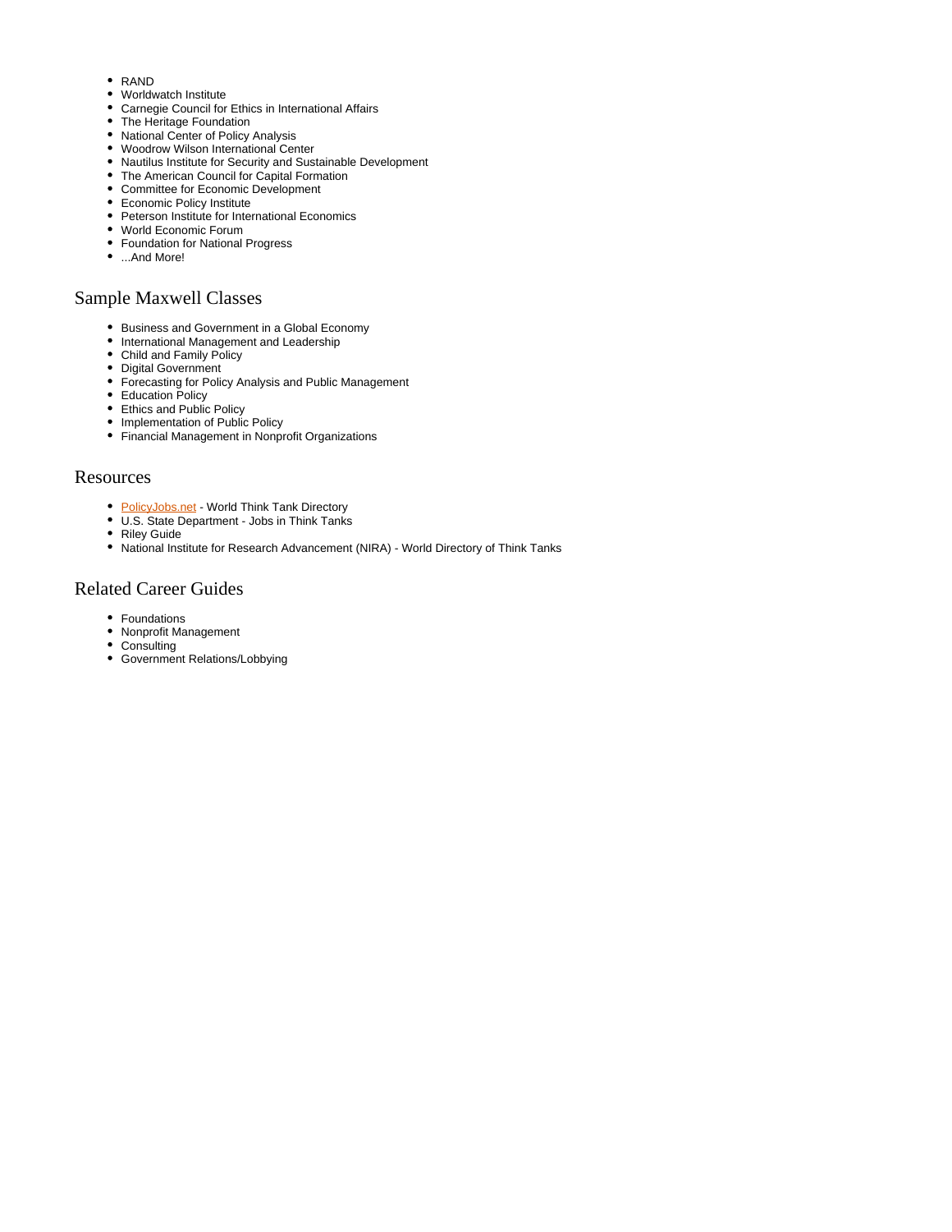- RAND
- Worldwatch Institute
- Carnegie Council for Ethics in International Affairs
- The Heritage Foundation
- National Center of Policy Analysis
- Woodrow Wilson International Center
- Nautilus Institute for Security and Sustainable Development
- The American Council for Capital Formation
- Committee for Economic Development
- Economic Policy Institute
- Peterson Institute for International Economics
- World Economic Forum
- Foundation for National Progress
- ...And More!

## Sample Maxwell Classes

- Business and Government in a Global Economy
- International Management and Leadership
- Child and Family Policy
- Digital Government
- Forecasting for Policy Analysis and Public Management
- Education Policy
- Ethics and Public Policy
- Implementation of Public Policy
- Financial Management in Nonprofit Organizations

## Resources

- PolicyJobs.net - World Think Tank Directory
- U.S. State Department - Jobs in Think Tanks
- Riley Guide
- National Institute for Research Advancement (NIRA) - World Directory of Think Tanks

## Related Career Guides

- Foundations
- Nonprofit Management
- Consulting
- Government Relations/Lobbying